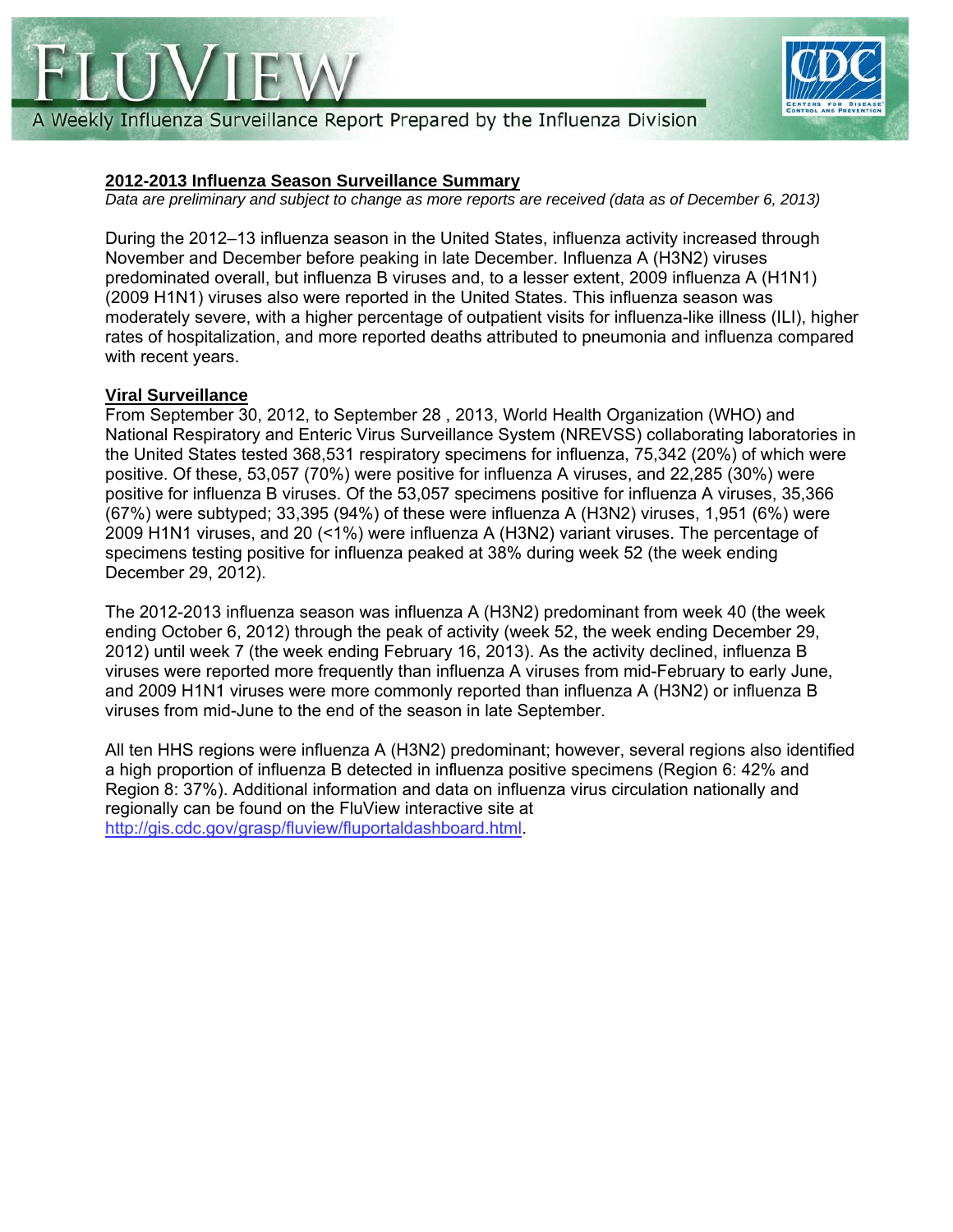# FLUVIEW

A Weekly Influenza Surveillance Report Prepared by the Influenza Division

## 2012-2013 Influenza Season Surveillance Summary

*Data are preliminary and subject to change as more reports are received (data as of December 6, 2013)*

During the 2012–13 influenza season in the United States, influenza activity increased through November and December before peaking in late December. Influenza A (H3N2) viruses predominated overall, but influenza B viruses and, to a lesser extent, 2009 influenza A (H1N1) (2009 H1N1) viruses also were reported in the United States. This influenza season was moderately severe, with a higher percentage of outpatient visits for influenza-like illness (ILI), higher rates of hospitalization, and more reported deaths attributed to pneumonia and influenza compared with recent years.

### Viral Surveillance

From September 30, 2012, to September 28 , 2013, World Health Organization (WHO) and National Respiratory and Enteric Virus Surveillance System (NREVSS) collaborating laboratories in the United States tested 368,531 respiratory specimens for influenza, 75,342 (20%) of which were positive. Of these, 53,057 (70%) were positive for influenza A viruses, and 22,285 (30%) were positive for influenza B viruses. Of the 53,057 specimens positive for influenza A viruses, 35,366 (67%) were subtyped; 33,395 (94%) of these were influenza A (H3N2) viruses, 1,951 (6%) were 2009 H1N1 viruses, and 20 (<1%) were influenza A (H3N2) variant viruses. The percentage of specimens testing positive for influenza peaked at 38% during week 52 (the week ending December 29, 2012).

The 2012-2013 influenza season was influenza A (H3N2) predominant from week 40 (the week ending October 6, 2012) through the peak of activity (week 52, the week ending December 29, 2012) until week 7 (the week ending February 16, 2013). As the activity declined, influenza B viruses were reported more frequently than influenza A viruses from mid-February to early June, and 2009 H1N1 viruses were more commonly reported than influenza A (H3N2) or influenza B viruses from mid-June to the end of the season in late September.

All ten HHS regions were influenza A (H3N2) predominant; however, several regions also identified a high proportion of influenza B detected in influenza positive specimens (Region 6: 42% and Region 8: 37%). Additional information and data on influenza virus circulation nationally and regionally can be found on the FluView interactive site at http://gis.cdc.gov/grasp/fluview/fluportaldashboard.html.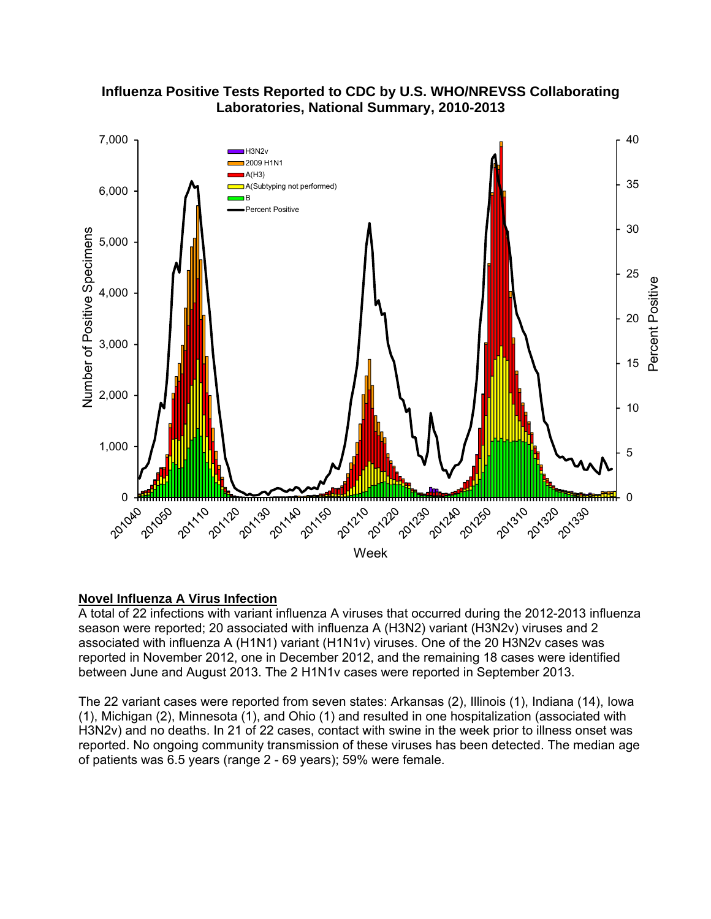**Influenza Positive Tests Reported to CDC by U.S. WHO/NREVSS Collaborating Laboratories, National Summary, 2010-2013**

## Novel Influenza A Virus Infection

A total of 22 infections with variant influenza A viruses that occurred during the 2012-2013 influenza season were reported; 20 associated with influenza A (H3N2) variant (H3N2v) viruses and 2 associated with influenza A (H1N1) variant (H1N1v) viruses. One of the 20 H3N2v cases was reported in November 2012, one in December 2012, and the remaining 18 cases were identified between June and August 2013. The 2 H1N1v cases were reported in September 2013.

The 22 variant cases were reported from seven states: Arkansas (2), Illinois (1), Indiana (14), Iowa (1), Michigan (2), Minnesota (1), and Ohio (1) and resulted in one hospitalization (associated with H3N2v) and no deaths. In 21 of 22 cases, contact with swine in the week prior to illness onset was reported. No ongoing community transmission of these viruses has been detected. The median age of patients was 6.5 years (range 2 - 69 years); 59% were female.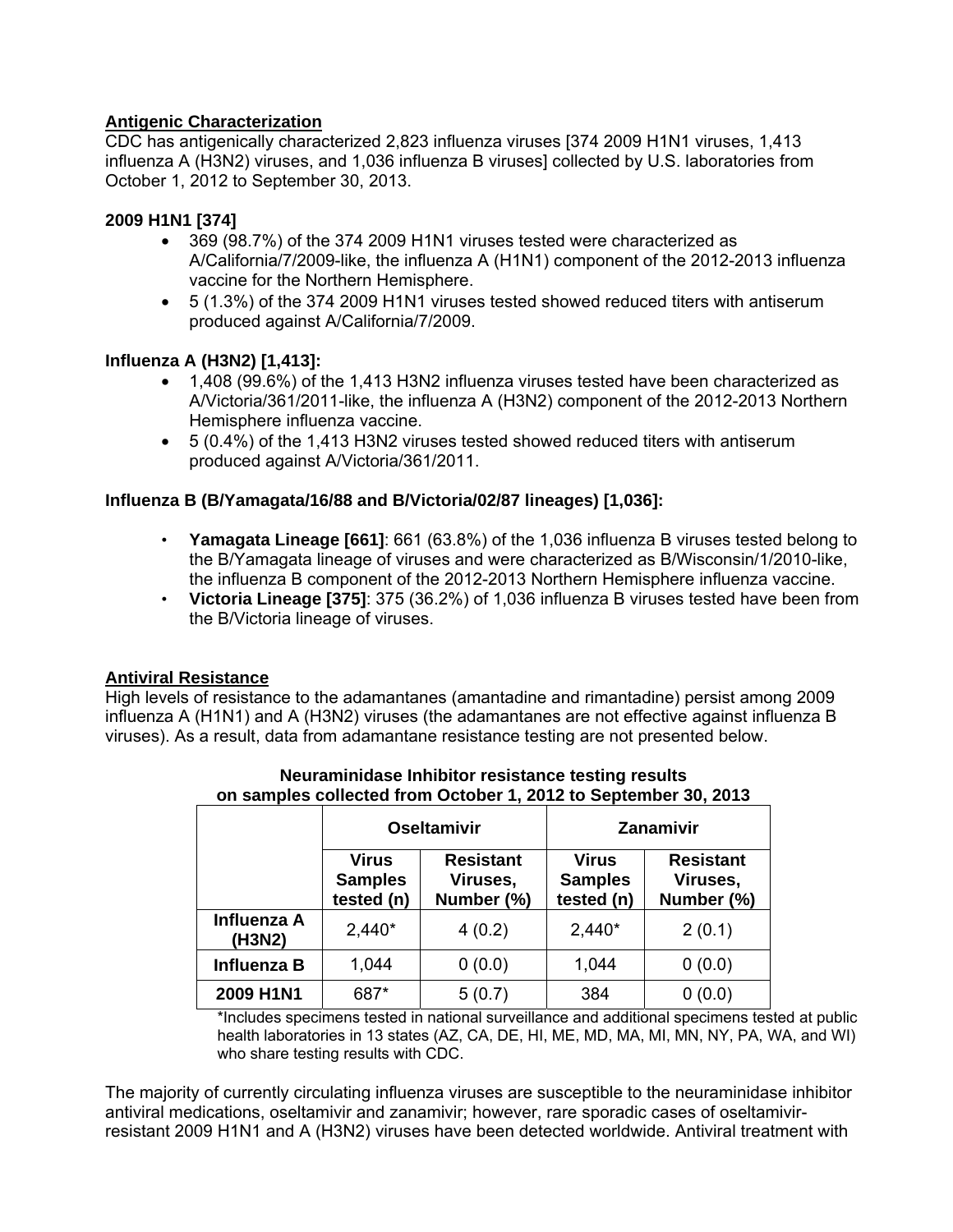## Antigenic Characterization

CDC has antigenically characterized 2,823 influenza viruses [374 2009 H1N1 viruses, 1,413 influenza A (H3N2) viruses, and 1,036 influenza B viruses] collected by U.S. laboratories from October 1, 2012 to September 30, 2013.

### 2009 H1N1 [374]

- 369 (98.7%) of the 374 2009 H1N1 viruses tested were characterized as A/California/7/2009-like, the influenza A (H1N1) component of the 2012-2013 influenza vaccine for the Northern Hemisphere.
- 5 (1.3%) of the 374 2009 H1N1 viruses tested showed reduced titers with antiserum produced against A/California/7/2009.

### Influenza A (H3N2) [1,413]:

- 1,408 (99.6%) of the 1,413 H3N2 influenza viruses tested have been characterized as A/Victoria/361/2011-like, the influenza A (H3N2) component of the 2012-2013 Northern Hemisphere influenza vaccine.
- 5 (0.4%) of the 1,413 H3N2 viruses tested showed reduced titers with antiserum produced against A/Victoria/361/2011.

### Influenza B (B/Yamagata/16/88 and B/Victoria/02/87 lineages) [1,036]:

- **Yamagata Lineage [661]**: 661 (63.8%) of the 1,036 influenza B viruses tested belong to the B/Yamagata lineage of viruses and were characterized as B/Wisconsin/1/2010-like, the influenza B component of the 2012-2013 Northern Hemisphere influenza vaccine.
- **Victoria Lineage [375]**: 375 (36.2%) of 1,036 influenza B viruses tested have been from the B/Victoria lineage of viruses.

## Antiviral Resistance

High levels of resistance to the adamantanes (amantadine and rimantadine) persist among 2009 influenza A (H1N1) and A (H3N2) viruses (the adamantanes are not effective against influenza B viruses). As a result, data from adamantane resistance testing are not presented below.

**Neuraminidase Inhibitor resistance testing results on samples collected from October 1, 2012 to September 30, 2013**

| | Oseltamivir | | Zanamivir | |
|---|---|---|---|---|
| | Virus Samples tested (n) | Resistant Viruses, Number (%) | Virus Samples tested (n) | Resistant Viruses, Number (%) |
| **Influenza A (H3N2)** | 2,440* | 4 (0.2) | 2,440* | 2 (0.1) |
| **Influenza B** | 1,044 | 0 (0.0) | 1,044 | 0 (0.0) |
| **2009 H1N1** | 687* | 5 (0.7) | 384 | 0 (0.0) |

*Includes specimens tested in national surveillance and additional specimens tested at public health laboratories in 13 states (AZ, CA, DE, HI, ME, MD, MA, MI, MN, NY, PA, WA, and WI) who share testing results with CDC.

The majority of currently circulating influenza viruses are susceptible to the neuraminidase inhibitor antiviral medications, oseltamivir and zanamivir; however, rare sporadic cases of oseltamivir-resistant 2009 H1N1 and A (H3N2) viruses have been detected worldwide. Antiviral treatment with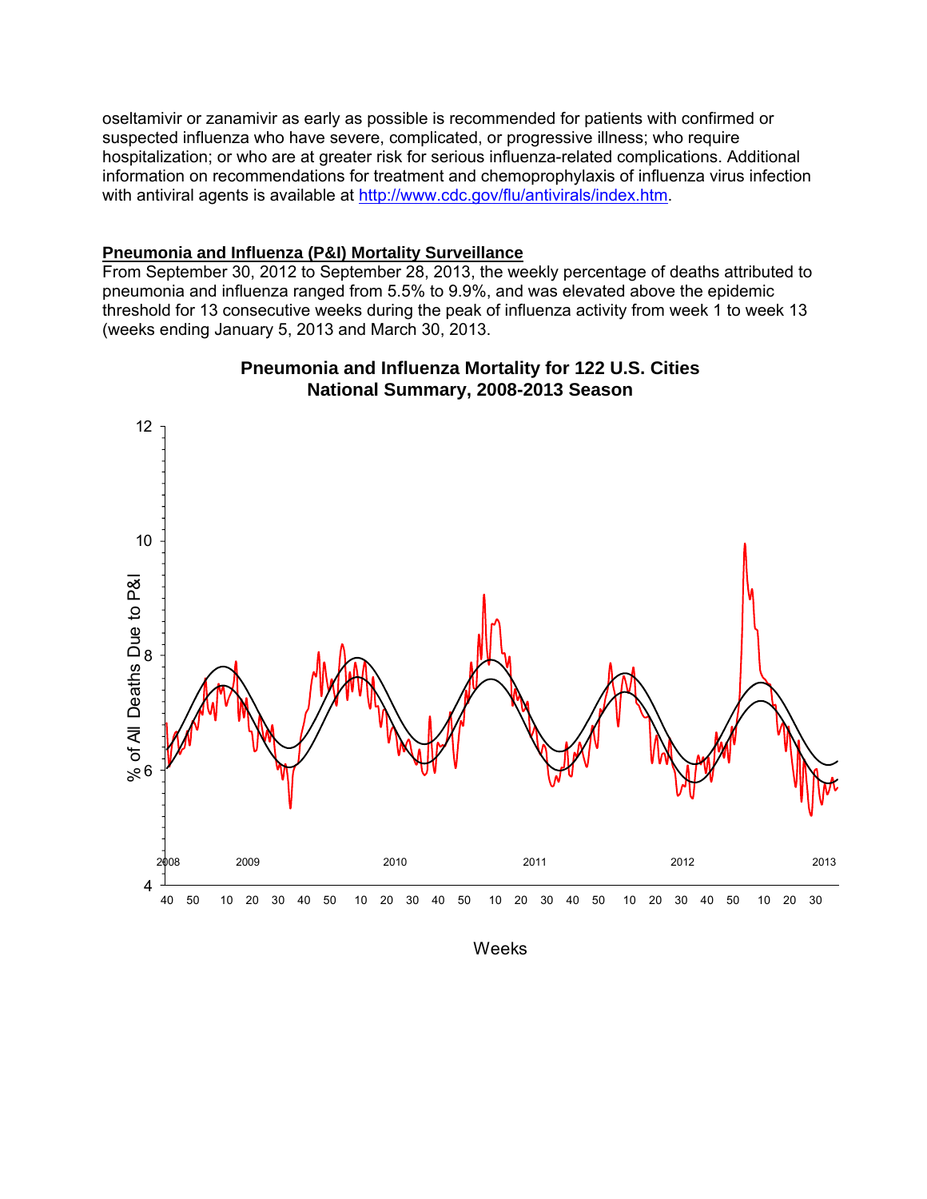oseltamivir or zanamivir as early as possible is recommended for patients with confirmed or suspected influenza who have severe, complicated, or progressive illness; who require hospitalization; or who are at greater risk for serious influenza-related complications. Additional information on recommendations for treatment and chemoprophylaxis of influenza virus infection with antiviral agents is available at http://www.cdc.gov/flu/antivirals/index.htm.

## Pneumonia and Influenza (P&I) Mortality Surveillance

From September 30, 2012 to September 28, 2013, the weekly percentage of deaths attributed to pneumonia and influenza ranged from 5.5% to 9.9%, and was elevated above the epidemic threshold for 13 consecutive weeks during the peak of influenza activity from week 1 to week 13 (weeks ending January 5, 2013 and March 30, 2013.

**Pneumonia and Influenza Mortality for 122 U.S. Cities**
**National Summary, 2008-2013 Season**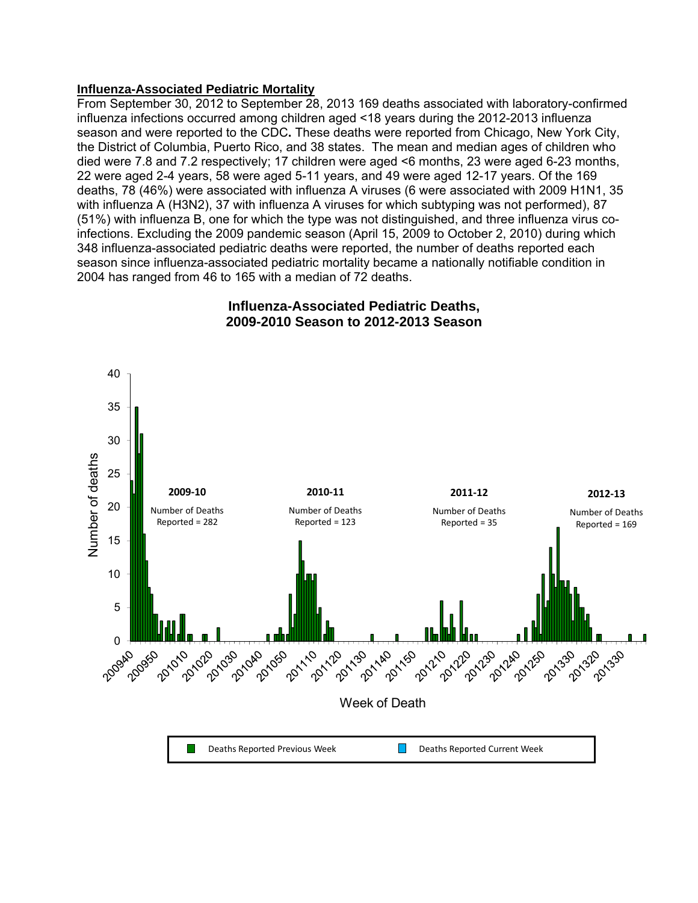**Influenza-Associated Pediatric Mortality**

From September 30, 2012 to September 28, 2013 169 deaths associated with laboratory-confirmed influenza infections occurred among children aged <18 years during the 2012-2013 influenza season and were reported to the CDC**.** These deaths were reported from Chicago, New York City, the District of Columbia, Puerto Rico, and 38 states. The mean and median ages of children who died were 7.8 and 7.2 respectively; 17 children were aged <6 months, 23 were aged 6-23 months, 22 were aged 2-4 years, 58 were aged 5-11 years, and 49 were aged 12-17 years. Of the 169 deaths, 78 (46%) were associated with influenza A viruses (6 were associated with 2009 H1N1, 35 with influenza A (H3N2), 37 with influenza A viruses for which subtyping was not performed), 87 (51%) with influenza B, one for which the type was not distinguished, and three influenza virus co-infections. Excluding the 2009 pandemic season (April 15, 2009 to October 2, 2010) during which 348 influenza-associated pediatric deaths were reported, the number of deaths reported each season since influenza-associated pediatric mortality became a nationally notifiable condition in 2004 has ranged from 46 to 165 with a median of 72 deaths.

**Influenza-Associated Pediatric Deaths, 2009-2010 Season to 2012-2013 Season**

- 2009-10: Number of Deaths Reported = 282
- 2010-11: Number of Deaths Reported = 123
- 2011-12: Number of Deaths Reported = 35
- 2012-13: Number of Deaths Reported = 169

Number of deaths; Week of Death

Deaths Reported Previous Week | Deaths Reported Current Week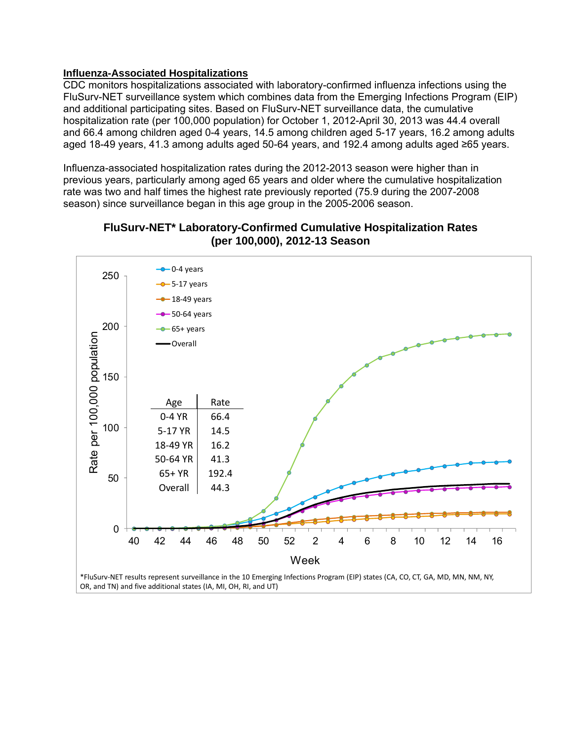## Influenza-Associated Hospitalizations

CDC monitors hospitalizations associated with laboratory-confirmed influenza infections using the FluSurv-NET surveillance system which combines data from the Emerging Infections Program (EIP) and additional participating sites. Based on FluSurv-NET surveillance data, the cumulative hospitalization rate (per 100,000 population) for October 1, 2012-April 30, 2013 was 44.4 overall and 66.4 among children aged 0-4 years, 14.5 among children aged 5-17 years, 16.2 among adults aged 18-49 years, 41.3 among adults aged 50-64 years, and 192.4 among adults aged ≥65 years.

Influenza-associated hospitalization rates during the 2012-2013 season were higher than in previous years, particularly among aged 65 years and older where the cumulative hospitalization rate was two and half times the highest rate previously reported (75.9 during the 2007-2008 season) since surveillance began in this age group in the 2005-2006 season.

**FluSurv-NET* Laboratory-Confirmed Cumulative Hospitalization Rates (per 100,000), 2012-13 Season**

| Age | Rate |
|---|---|
| 0-4 YR | 66.4 |
| 5-17 YR | 14.5 |
| 18-49 YR | 16.2 |
| 50-64 YR | 41.3 |
| 65+ YR | 192.4 |
| Overall | 44.3 |

*FluSurv-NET results represent surveillance in the 10 Emerging Infections Program (EIP) states (CA, CO, CT, GA, MD, MN, NM, NY, OR, and TN) and five additional states (IA, MI, OH, RI, and UT)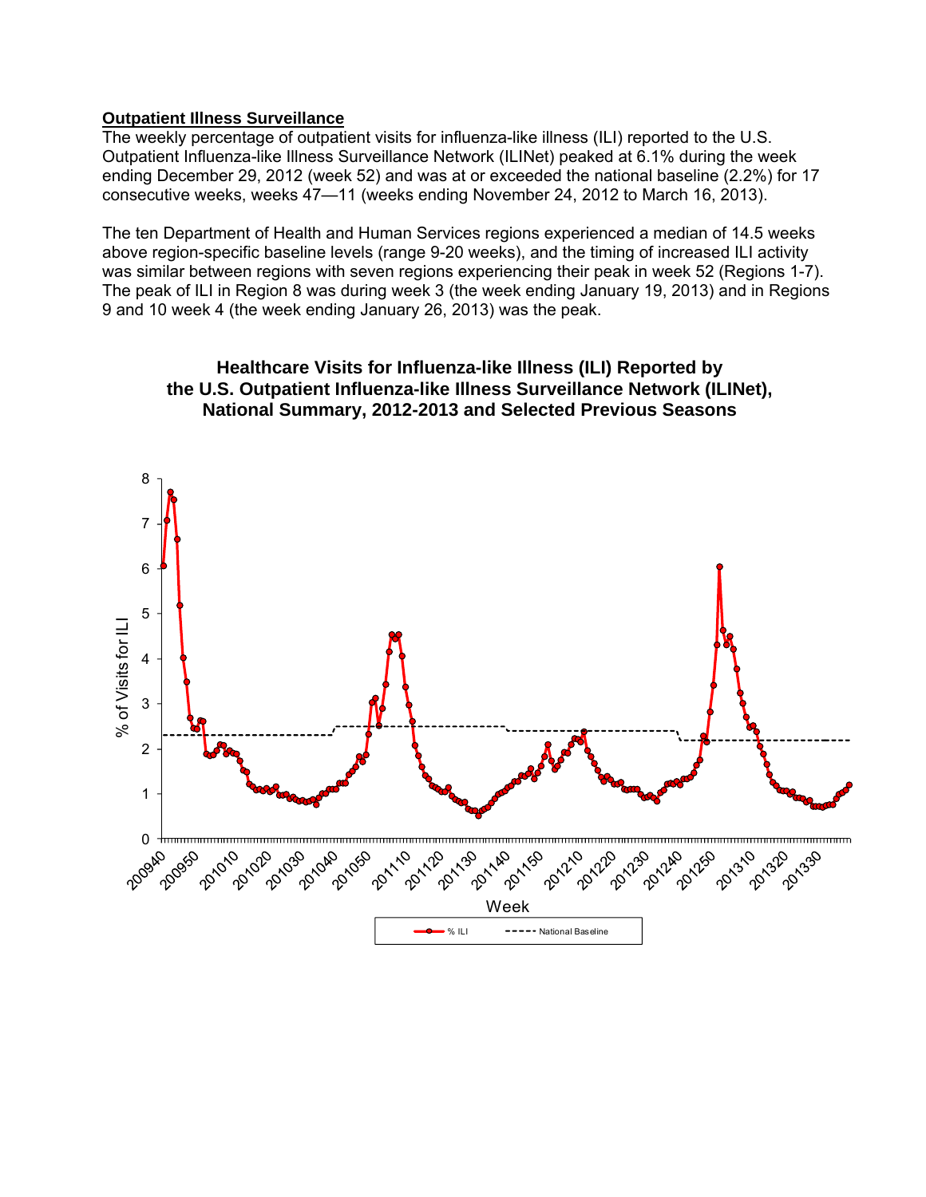**Outpatient Illness Surveillance**

The weekly percentage of outpatient visits for influenza-like illness (ILI) reported to the U.S. Outpatient Influenza-like Illness Surveillance Network (ILINet) peaked at 6.1% during the week ending December 29, 2012 (week 52) and was at or exceeded the national baseline (2.2%) for 17 consecutive weeks, weeks 47—11 (weeks ending November 24, 2012 to March 16, 2013).

The ten Department of Health and Human Services regions experienced a median of 14.5 weeks above region-specific baseline levels (range 9-20 weeks), and the timing of increased ILI activity was similar between regions with seven regions experiencing their peak in week 52 (Regions 1-7). The peak of ILI in Region 8 was during week 3 (the week ending January 19, 2013) and in Regions 9 and 10 week 4 (the week ending January 26, 2013) was the peak.

**Healthcare Visits for Influenza-like Illness (ILI) Reported by the U.S. Outpatient Influenza-like Illness Surveillance Network (ILINet), National Summary, 2012-2013 and Selected Previous Seasons**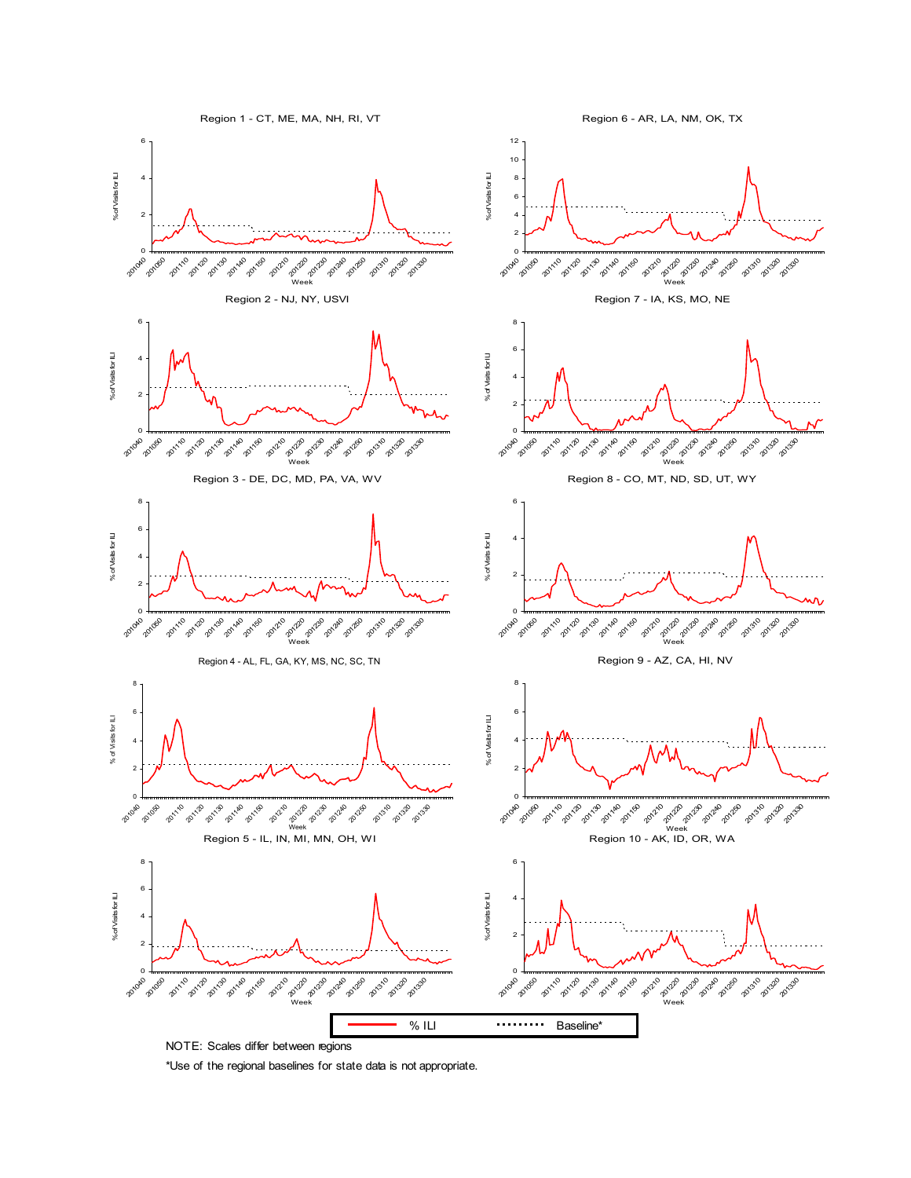Region 1 - CT, ME, MA, NH, RI, VT

Region 6 - AR, LA, NM, OK, TX

Region 2 - NJ, NY, USVI

Region 7 - IA, KS, MO, NE

Region 3 - DE, DC, MD, PA, VA, WV

Region 8 - CO, MT, ND, SD, UT, WY

Region 4 - AL, FL, GA, KY, MS, NC, SC, TN

Region 9 - AZ, CA, HI, NV

Region 5 - IL, IN, MI, MN, OH, WI

Region 10 - AK, ID, OR, WA

% ILI ········ Baseline*

NOTE: Scales differ between regions

*Use of the regional baselines for state data is not appropriate.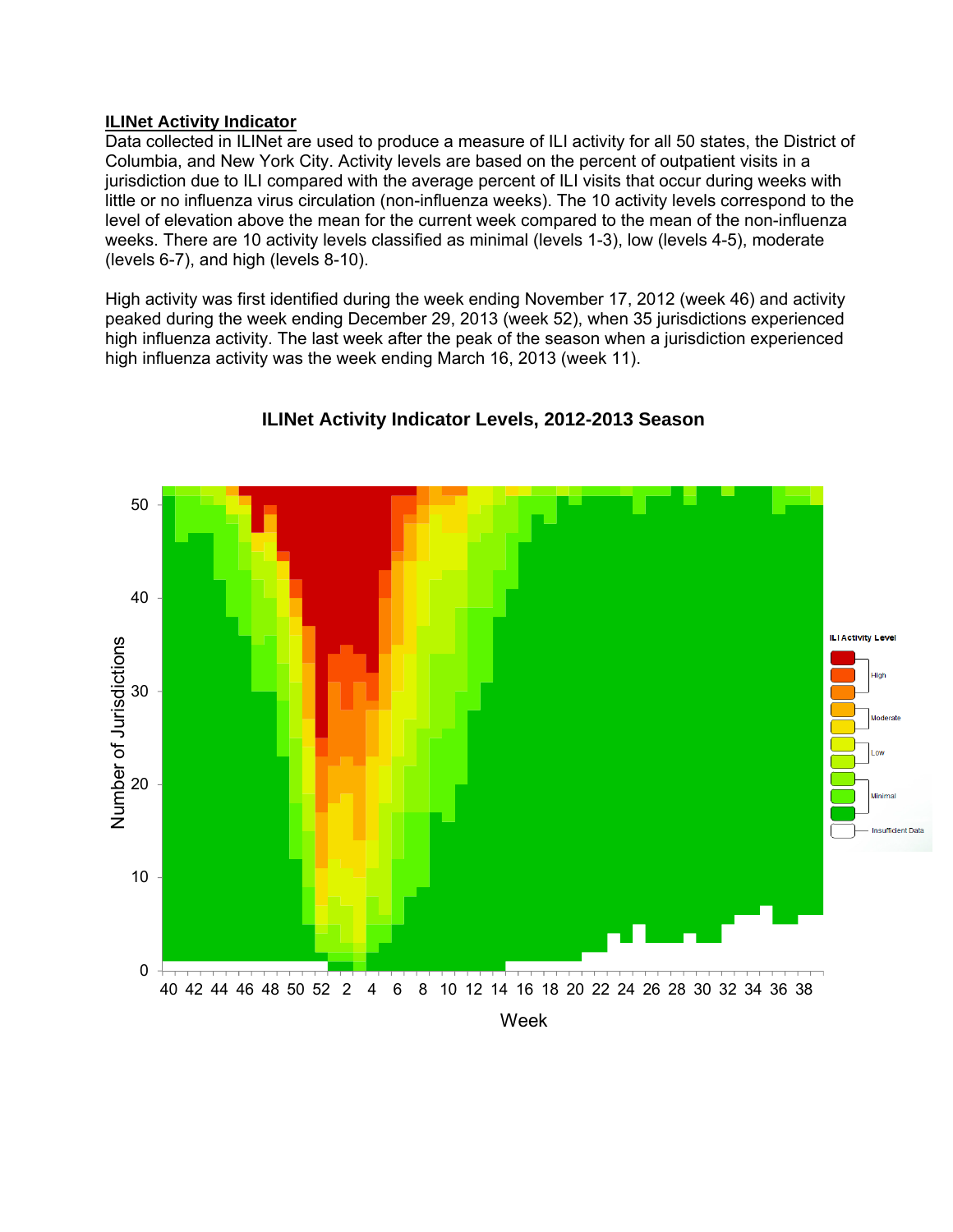## ILINet Activity Indicator

Data collected in ILINet are used to produce a measure of ILI activity for all 50 states, the District of Columbia, and New York City. Activity levels are based on the percent of outpatient visits in a jurisdiction due to ILI compared with the average percent of ILI visits that occur during weeks with little or no influenza virus circulation (non-influenza weeks). The 10 activity levels correspond to the level of elevation above the mean for the current week compared to the mean of the non-influenza weeks. There are 10 activity levels classified as minimal (levels 1-3), low (levels 4-5), moderate (levels 6-7), and high (levels 8-10).

High activity was first identified during the week ending November 17, 2012 (week 46) and activity peaked during the week ending December 29, 2013 (week 52), when 35 jurisdictions experienced high influenza activity. The last week after the peak of the season when a jurisdiction experienced high influenza activity was the week ending March 16, 2013 (week 11).

**ILINet Activity Indicator Levels, 2012-2013 Season**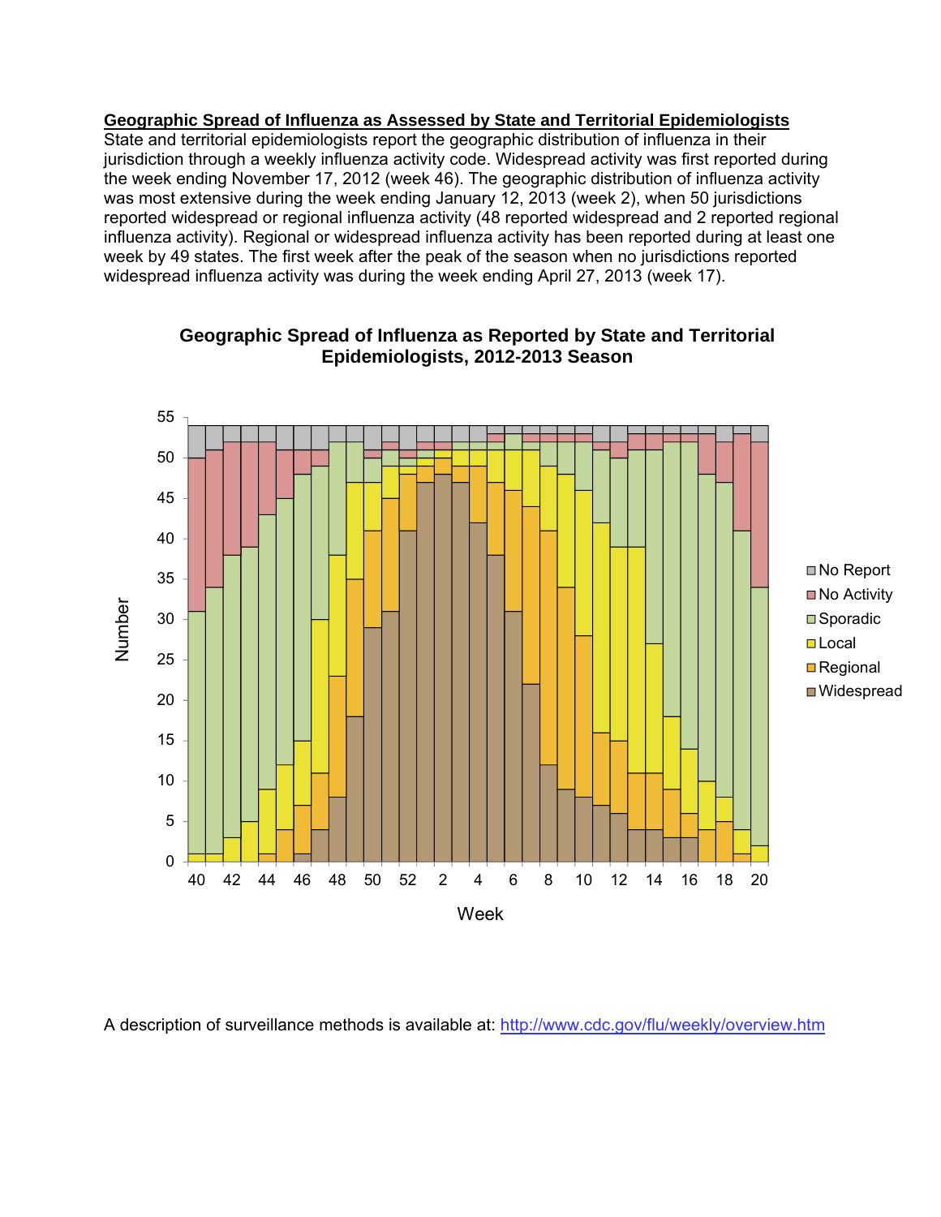**Geographic Spread of Influenza as Assessed by State and Territorial Epidemiologists**

State and territorial epidemiologists report the geographic distribution of influenza in their jurisdiction through a weekly influenza activity code. Widespread activity was first reported during the week ending November 17, 2012 (week 46). The geographic distribution of influenza activity was most extensive during the week ending January 12, 2013 (week 2), when 50 jurisdictions reported widespread or regional influenza activity (48 reported widespread and 2 reported regional influenza activity). Regional or widespread influenza activity has been reported during at least one week by 49 states. The first week after the peak of the season when no jurisdictions reported widespread influenza activity was during the week ending April 27, 2013 (week 17).

**Geographic Spread of Influenza as Reported by State and Territorial Epidemiologists, 2012-2013 Season**

Number

55
50
45
40
35
30
25
20
15
10
5
0

40 42 44 46 48 50 52 2 4 6 8 10 12 14 16 18 20

Week

No Report
No Activity
Sporadic
Local
Regional
Widespread

A description of surveillance methods is available at: http://www.cdc.gov/flu/weekly/overview.htm